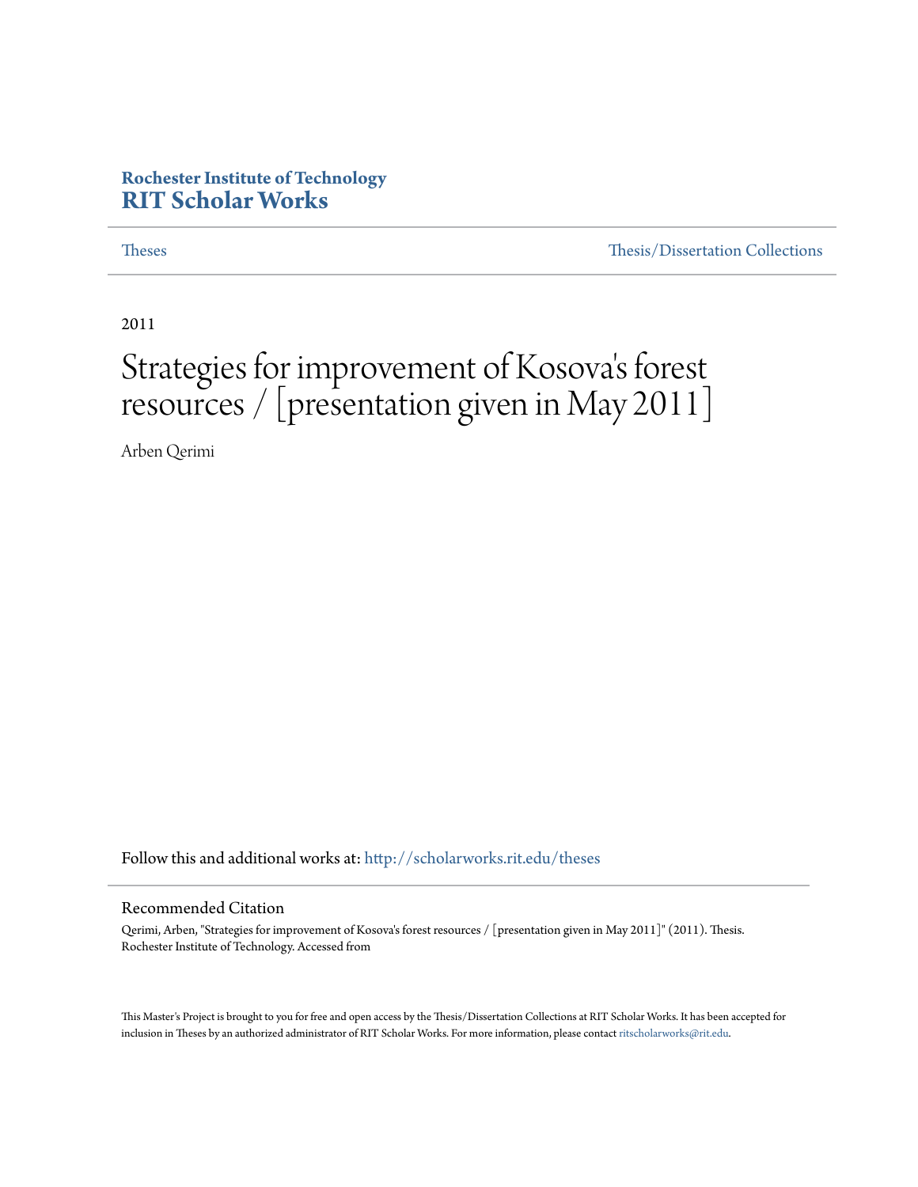**Rochester Institute of Technology**
**RIT Scholar Works**

Theses | Thesis/Dissertation Collections

2011

# Strategies for improvement of Kosova's forest resources / [presentation given in May 2011]

Arben Qerimi

Follow this and additional works at: http://scholarworks.rit.edu/theses

## Recommended Citation

Qerimi, Arben, "Strategies for improvement of Kosova's forest resources / [presentation given in May 2011]" (2011). Thesis. Rochester Institute of Technology. Accessed from

This Master's Project is brought to you for free and open access by the Thesis/Dissertation Collections at RIT Scholar Works. It has been accepted for inclusion in Theses by an authorized administrator of RIT Scholar Works. For more information, please contact ritscholarworks@rit.edu.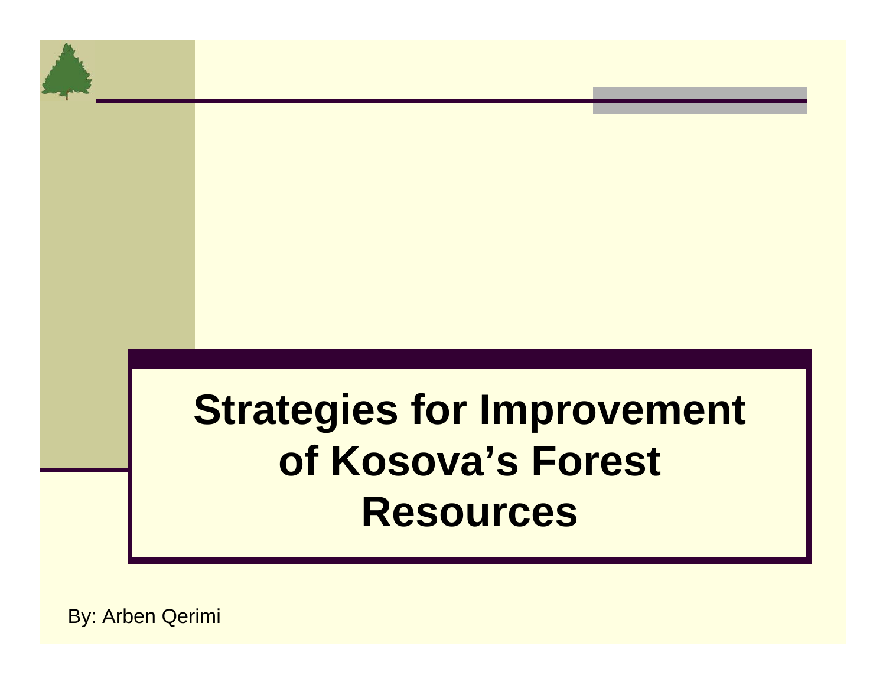# Strategies for Improvement of Kosova's Forest Resources

By: Arben Qerimi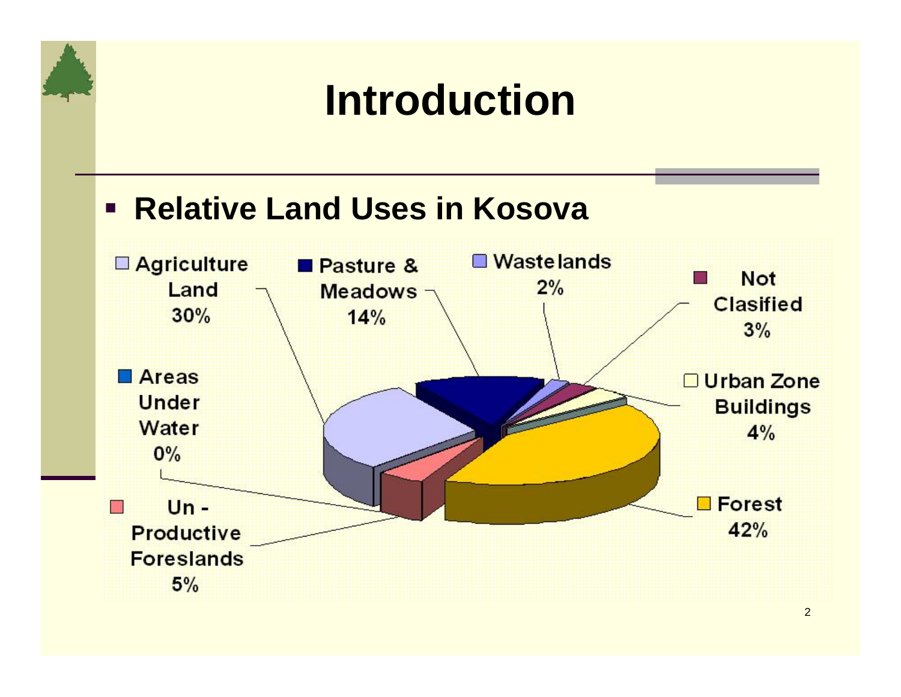# Introduction

- **Relative Land Uses in Kosova**

| Land use | Share |
| --- | --- |
| Agriculture Land | 30% |
| Pasture & Meadows | 14% |
| Wastelands | 2% |
| Not Clasified | 3% |
| Urban Zone Buildings | 4% |
| Forest | 42% |
| Un - Productive Foreslands | 5% |
| Areas Under Water | 0% |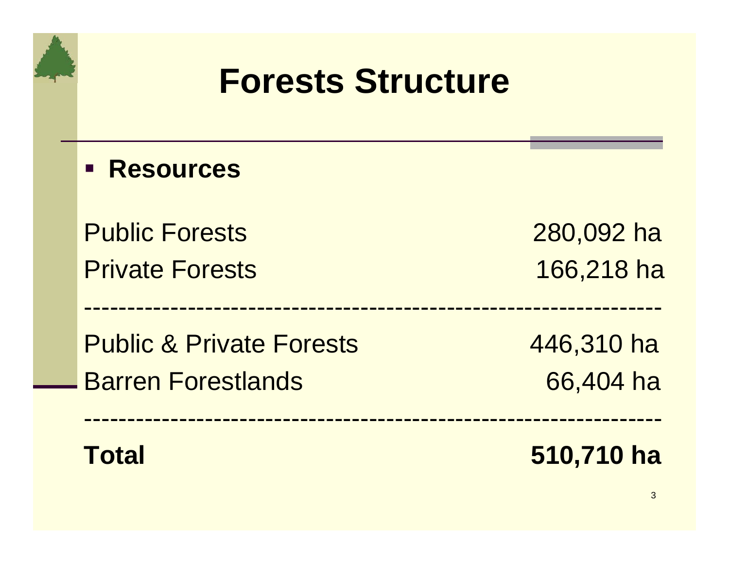# Forests Structure

- **Resources**

| | |
|---|---|
| Public Forests | 280,092 ha |
| Private Forests | 166,218 ha |
| Public & Private Forests | 446,310 ha |
| Barren Forestlands | 66,404 ha |
| **Total** | **510,710 ha** |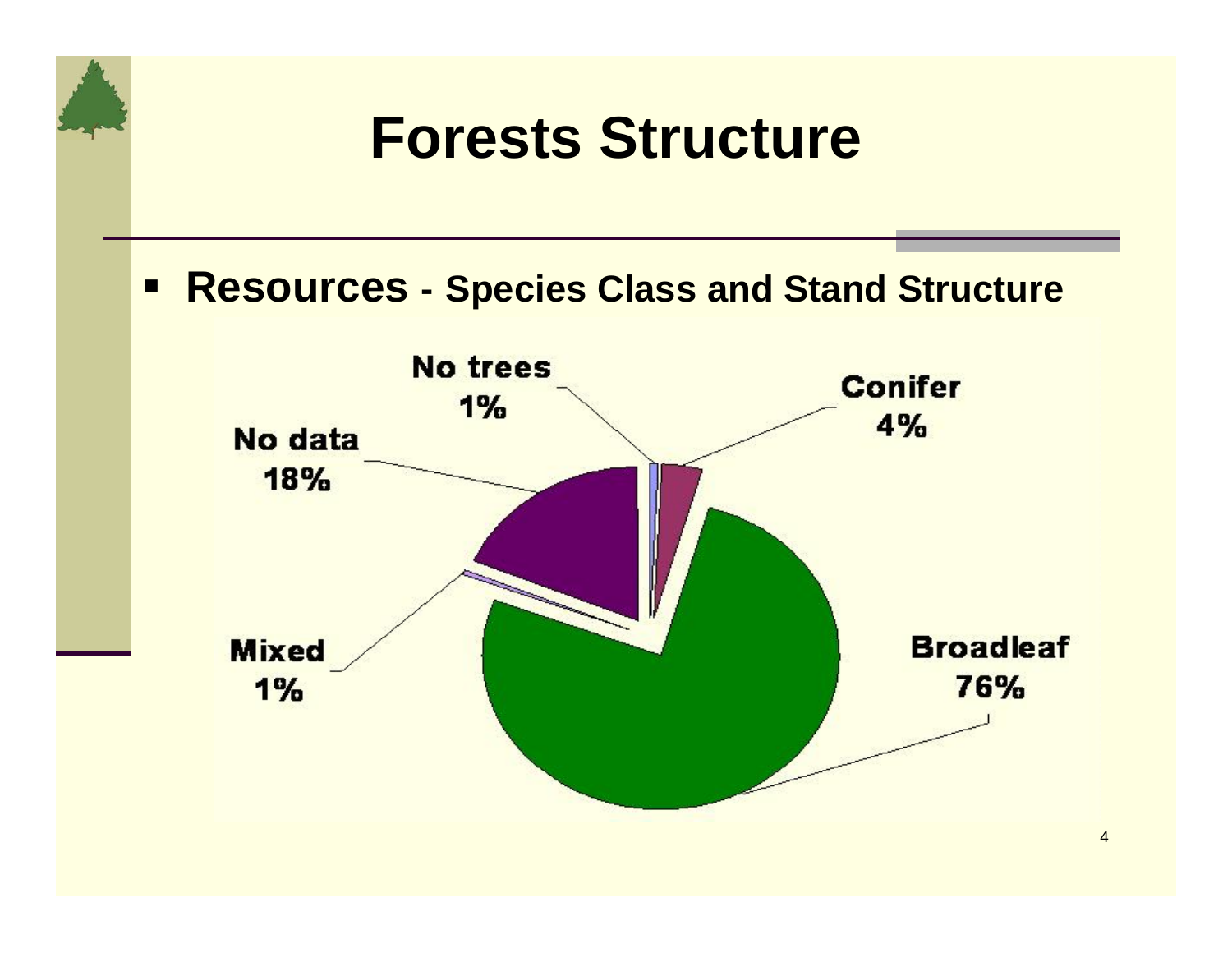# Forests Structure

- **Resources - Species Class and Stand Structure**

No trees 1%

Conifer 4%

No data 18%

Mixed 1%

Broadleaf 76%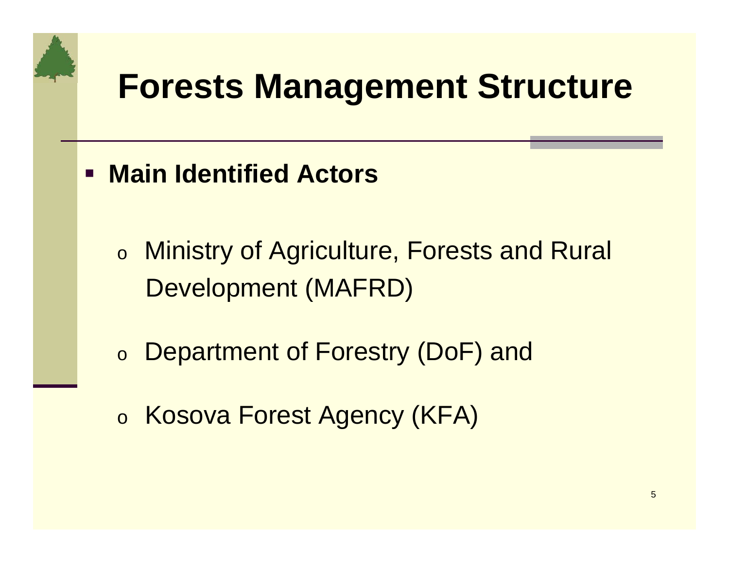# Forests Management Structure

- **Main Identified Actors**

  - Ministry of Agriculture, Forests and Rural Development (MAFRD)
  - Department of Forestry (DoF) and
  - Kosova Forest Agency (KFA)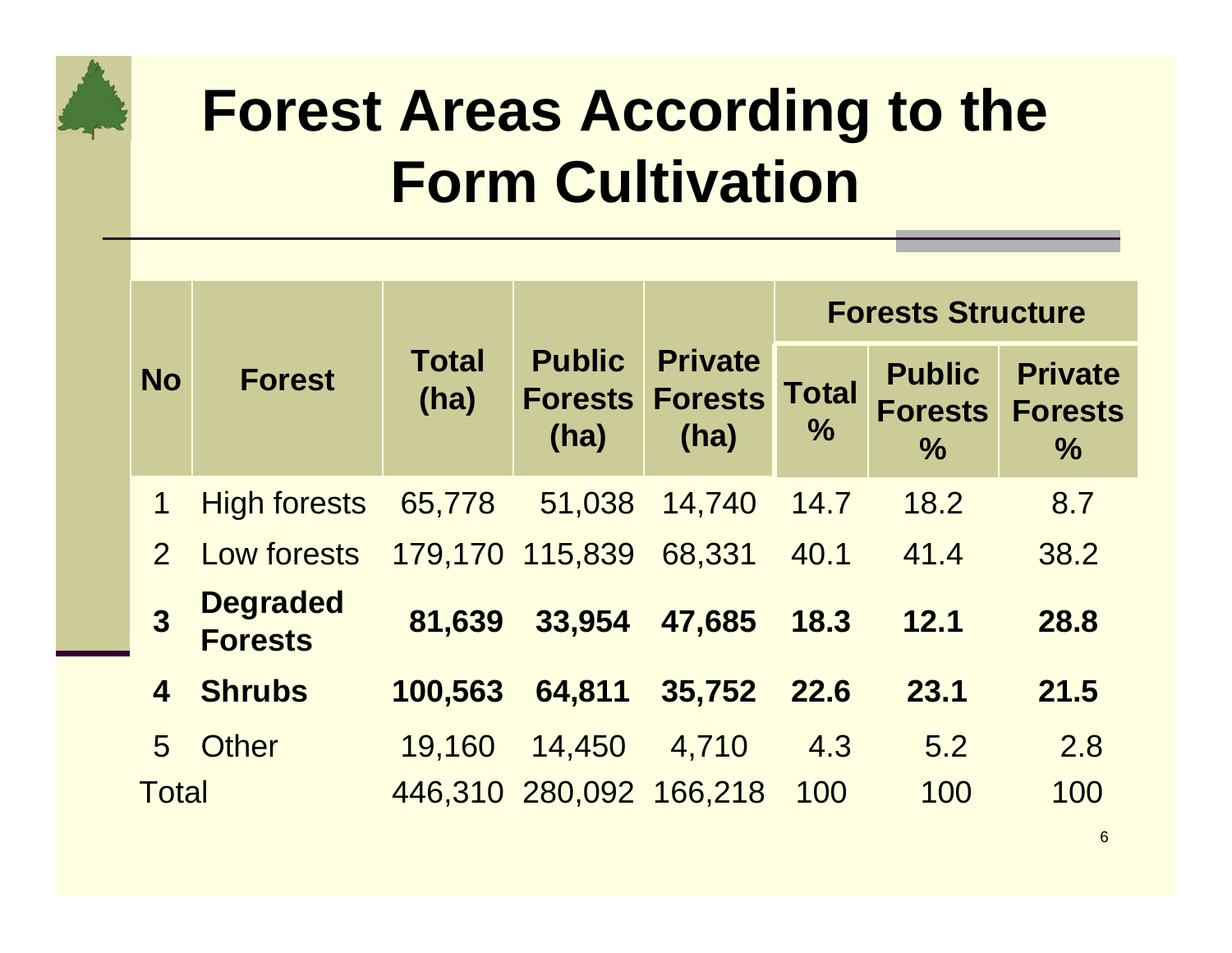# Forest Areas According to the Form Cultivation

| No | Forest | Total (ha) | Public Forests (ha) | Private Forests (ha) | Forests Structure | | |
|---|---|---|---|---|---|---|---|
| | | | | | Total % | Public Forests % | Private Forests % |
| 1 | High forests | 65,778 | 51,038 | 14,740 | 14.7 | 18.2 | 8.7 |
| 2 | Low forests | 179,170 | 115,839 | 68,331 | 40.1 | 41.4 | 38.2 |
| **3** | **Degraded Forests** | **81,639** | **33,954** | **47,685** | **18.3** | **12.1** | **28.8** |
| **4** | **Shrubs** | **100,563** | **64,811** | **35,752** | **22.6** | **23.1** | **21.5** |
| 5 | Other | 19,160 | 14,450 | 4,710 | 4.3 | 5.2 | 2.8 |
| Total | | 446,310 | 280,092 | 166,218 | 100 | 100 | 100 |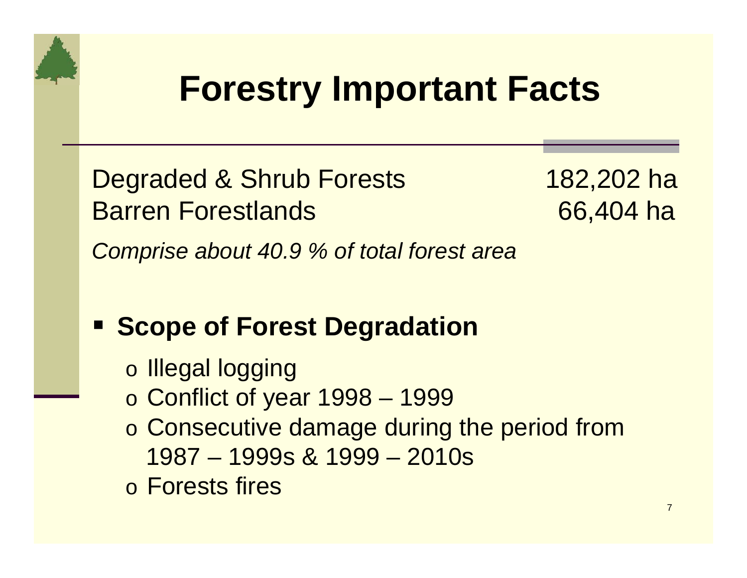# Forestry Important Facts

| | |
|---|---|
| Degraded & Shrub Forests | 182,202 ha |
| Barren Forestlands | 66,404 ha |

*Comprise about 40.9 % of total forest area*

- **Scope of Forest Degradation**
  - Illegal logging
  - Conflict of year 1998 – 1999
  - Consecutive damage during the period from 1987 – 1999s & 1999 – 2010s
  - Forests fires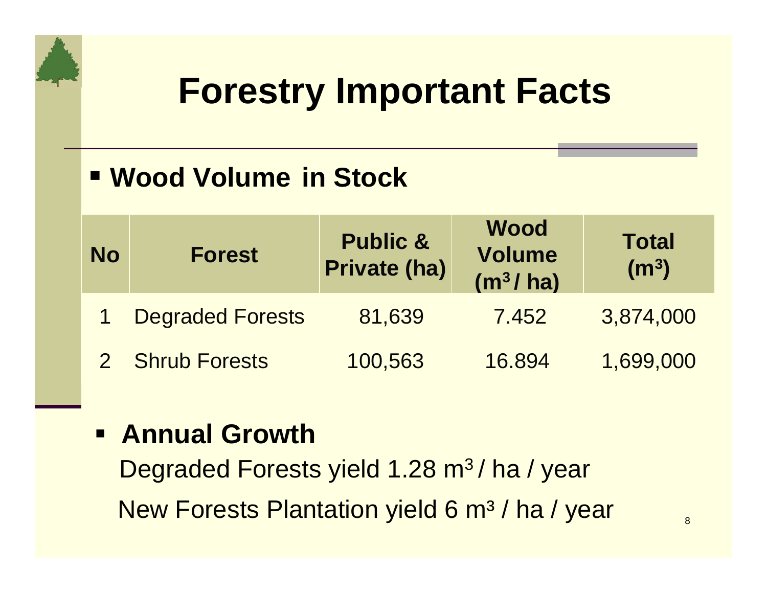# Forestry Important Facts

- **Wood Volume in Stock**

| No | Forest | Public & Private (ha) | Wood Volume ($m^3$ / ha) | Total ($m^3$) |
|---|---|---|---|---|
| 1 | Degraded Forests | 81,639 | 7.452 | 3,874,000 |
| 2 | Shrub Forests | 100,563 | 16.894 | 1,699,000 |

- **Annual Growth**

  Degraded Forests yield 1.28 $m^3$ / ha / year

  New Forests Plantation yield 6 $m^3$ / ha / year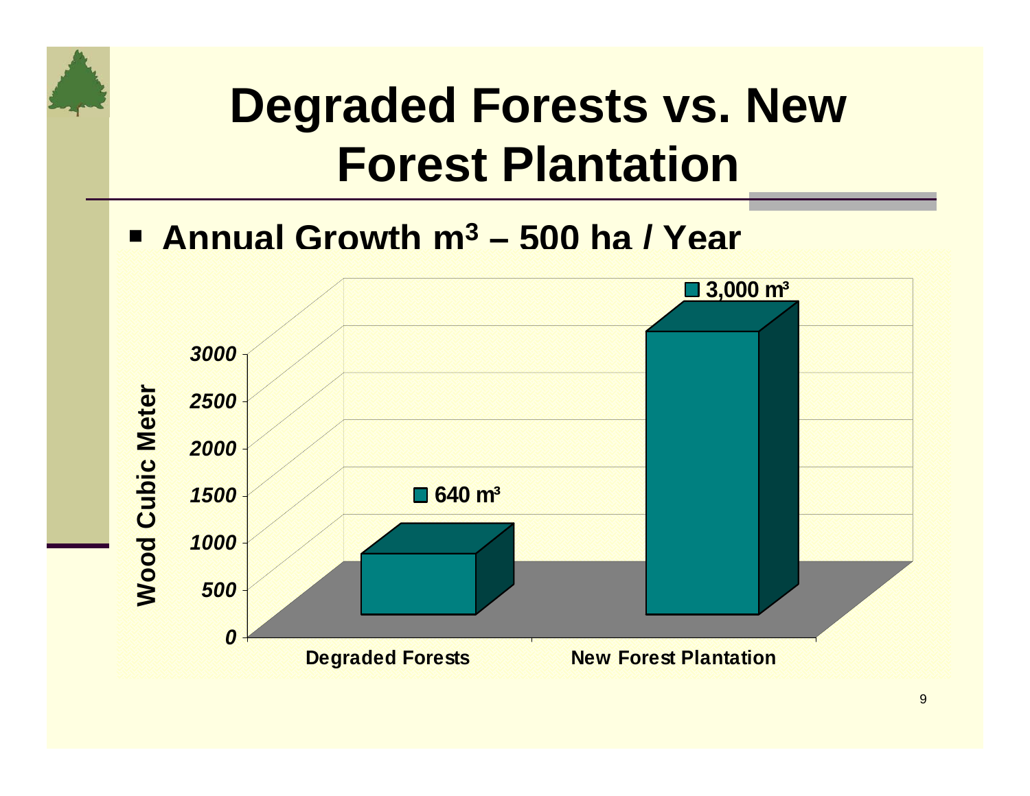# Degraded Forests vs. New Forest Plantation

- **Annual Growth $m^3$ – 500 ha / Year**

| | Wood Cubic Meter |
|---|---|
| Degraded Forests | 640 $m^3$ |
| New Forest Plantation | 3,000 $m^3$ |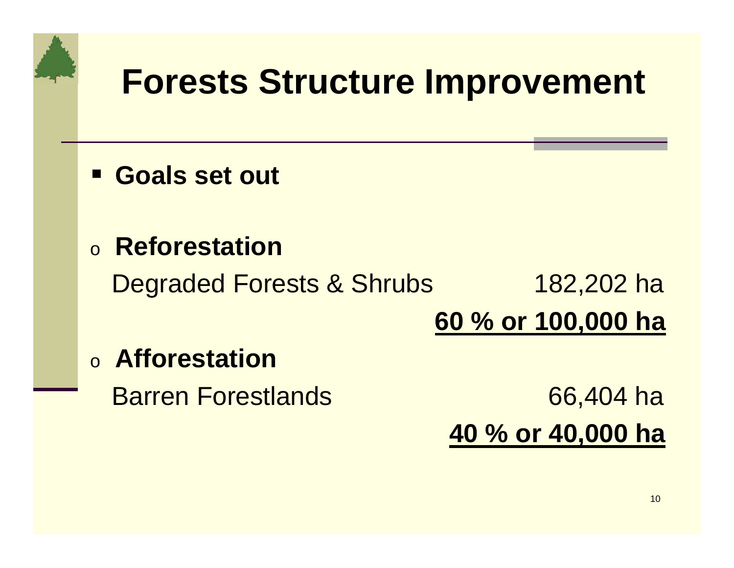# Forests Structure Improvement

- **Goals set out**

- **Reforestation**

  Degraded Forests & Shrubs 182,202 ha

  **60 % or 100,000 ha**

- **Afforestation**

  Barren Forestlands 66,404 ha

  **40 % or 40,000 ha**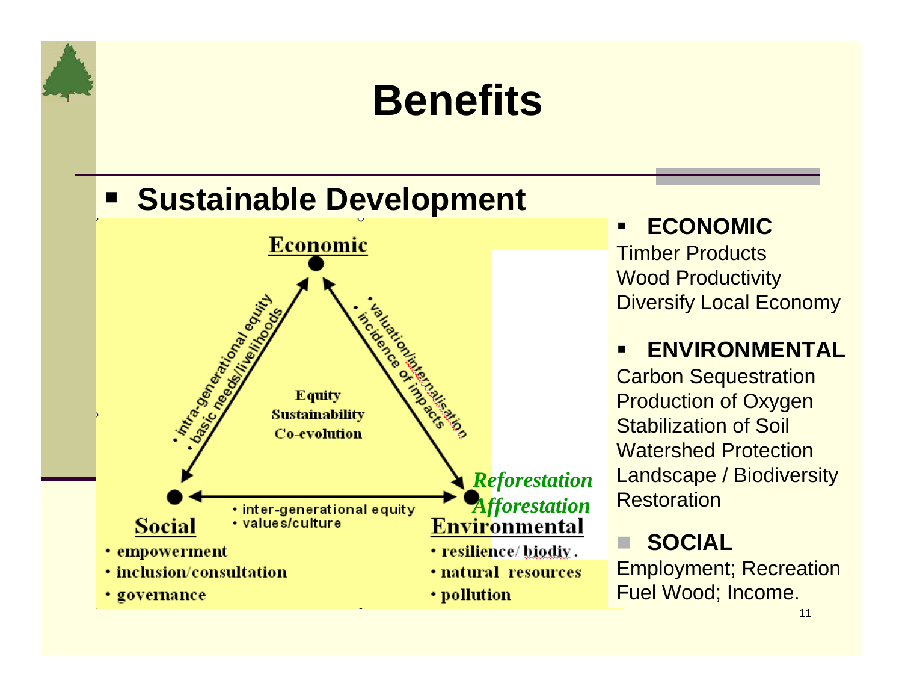# Benefits

- **Sustainable Development**

**Economic**

- intra-generational equity
- basic needs/livelihoods

- valuation/internalisation
- incidence of impacts

Equity
Sustainability
Co-evolution

*Reforestation*
*Afforestation*

- inter-generational equity
- values/culture

**Social**

- empowerment
- inclusion/consultation
- governance

**Environmental**

- resilience/ biodiv.
- natural resources
- pollution

- **ECONOMIC**

Timber Products
Wood Productivity
Diversify Local Economy

- **ENVIRONMENTAL**

Carbon Sequestration
Production of Oxygen
Stabilization of Soil
Watershed Protection
Landscape / Biodiversity Restoration

- **SOCIAL**

Employment; Recreation
Fuel Wood; Income.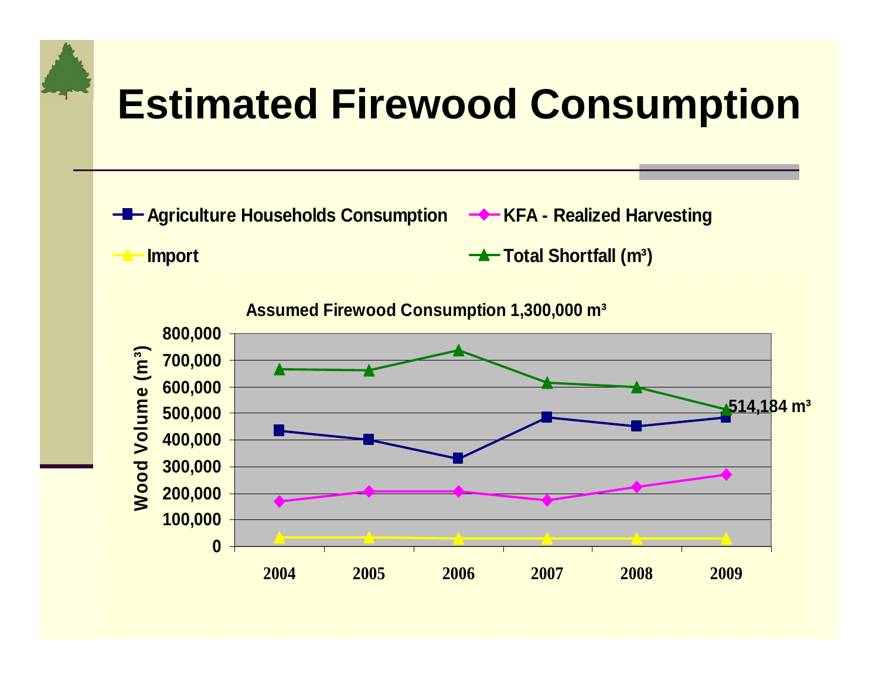# Estimated Firewood Consumption

Agriculture Households Consumption | KFA - Realized Harvesting | Import | Total Shortfall (m³)

Assumed Firewood Consumption 1,300,000 m³

Wood Volume (m³)

800,000
700,000
600,000
500,000
400,000
300,000
200,000
100,000
0

2004 2005 2006 2007 2008 2009

514,184 m³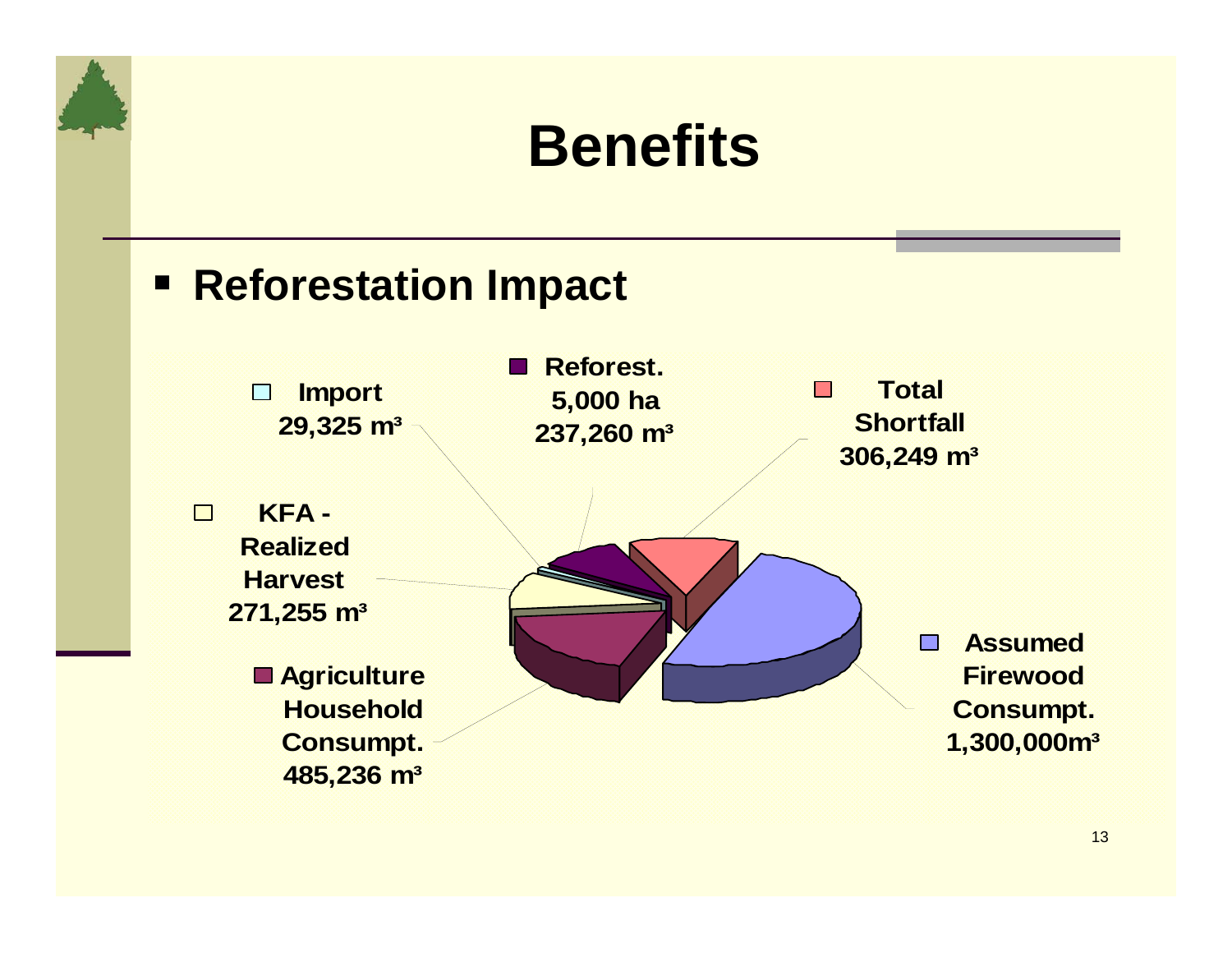# Benefits

- **Reforestation Impact**

Import 29,325 m³

Reforest. 5,000 ha 237,260 m³

Total Shortfall 306,249 m³

KFA - Realized Harvest 271,255 m³

Agriculture Household Consumpt. 485,236 m³

Assumed Firewood Consumpt. 1,300,000m³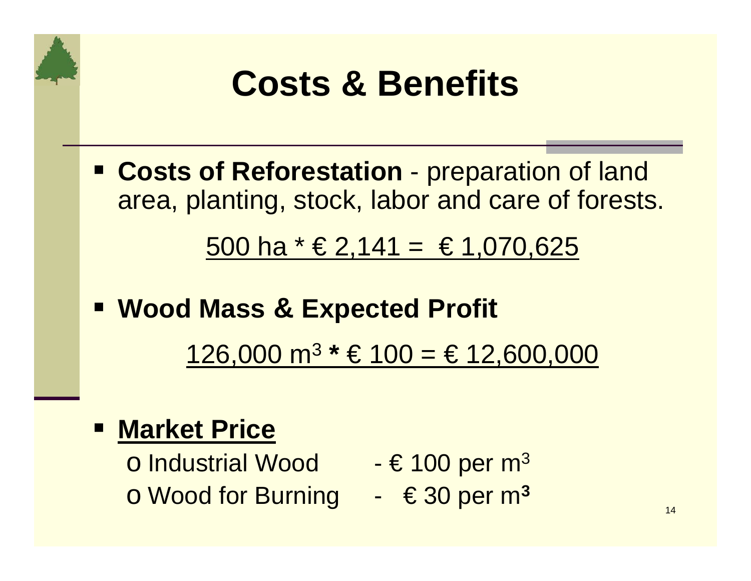# Costs & Benefits

- **Costs of Reforestation** - preparation of land area, planting, stock, labor and care of forests.

  500 ha * € 2,141 = € 1,070,625

- **Wood Mass & Expected Profit**

  126,000 $m^3$ * € 100 = € 12,600,000

- **Market Price**
  - Industrial Wood - € 100 per $m^3$
  - Wood for Burning - € 30 per $m^3$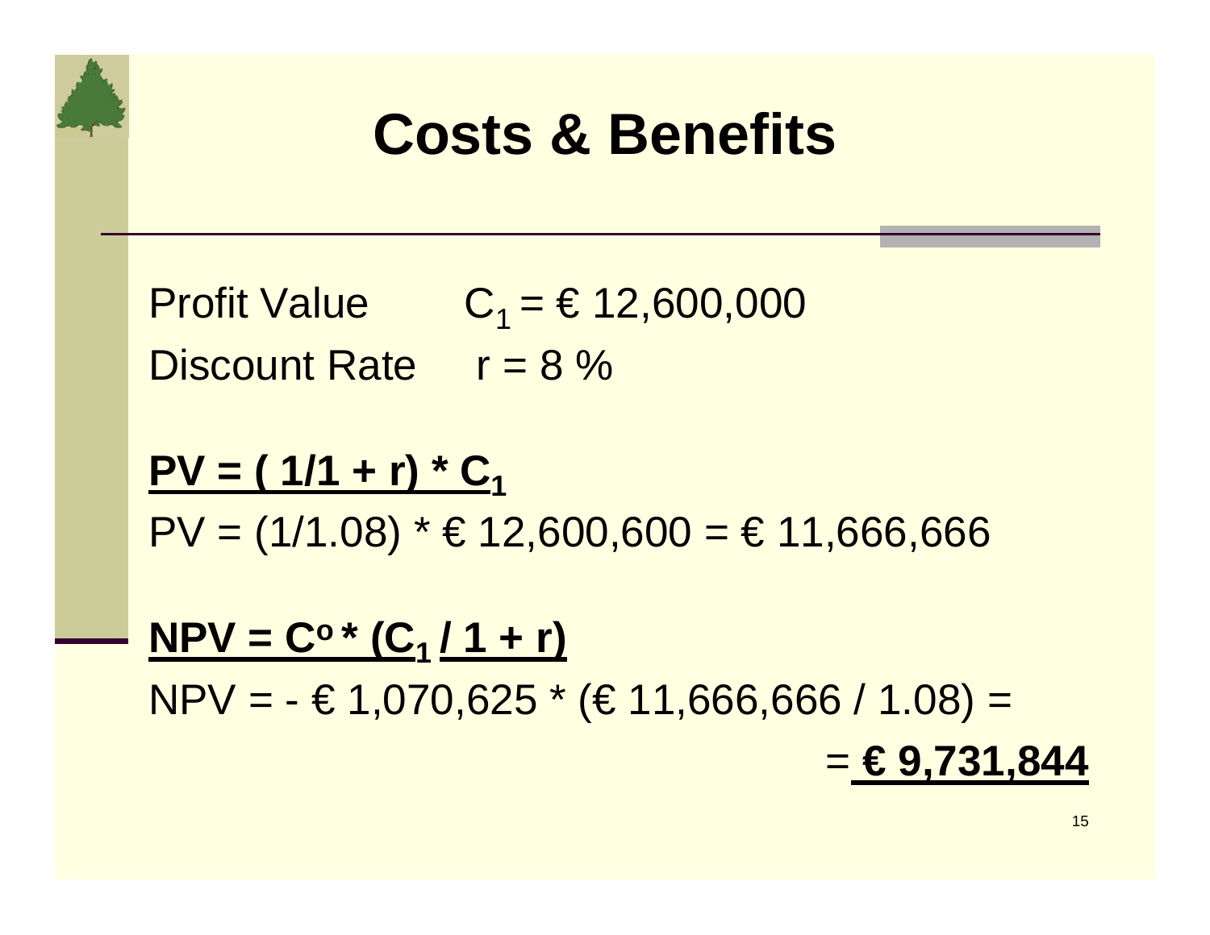# Costs & Benefits

Profit Value $C_1$ = € 12,600,000

Discount Rate r = 8 %

**$PV = ( 1/1 + r) * C_1$**

PV = (1/1.08) * € 12,600,600 = € 11,666,666

**$NPV = C^o * (C_1 / 1 + r)$**

NPV = - € 1,070,625 * (€ 11,666,666 / 1.08) =

= **€ 9,731,844**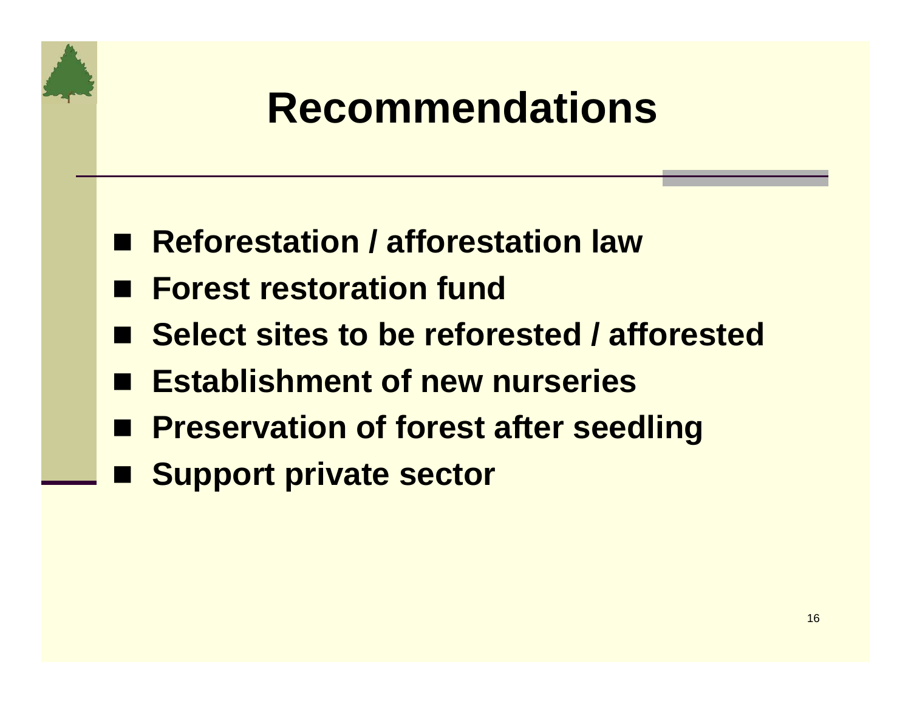# Recommendations

- **Reforestation / afforestation law**
- **Forest restoration fund**
- **Select sites to be reforested / afforested**
- **Establishment of new nurseries**
- **Preservation of forest after seedling**
- **Support private sector**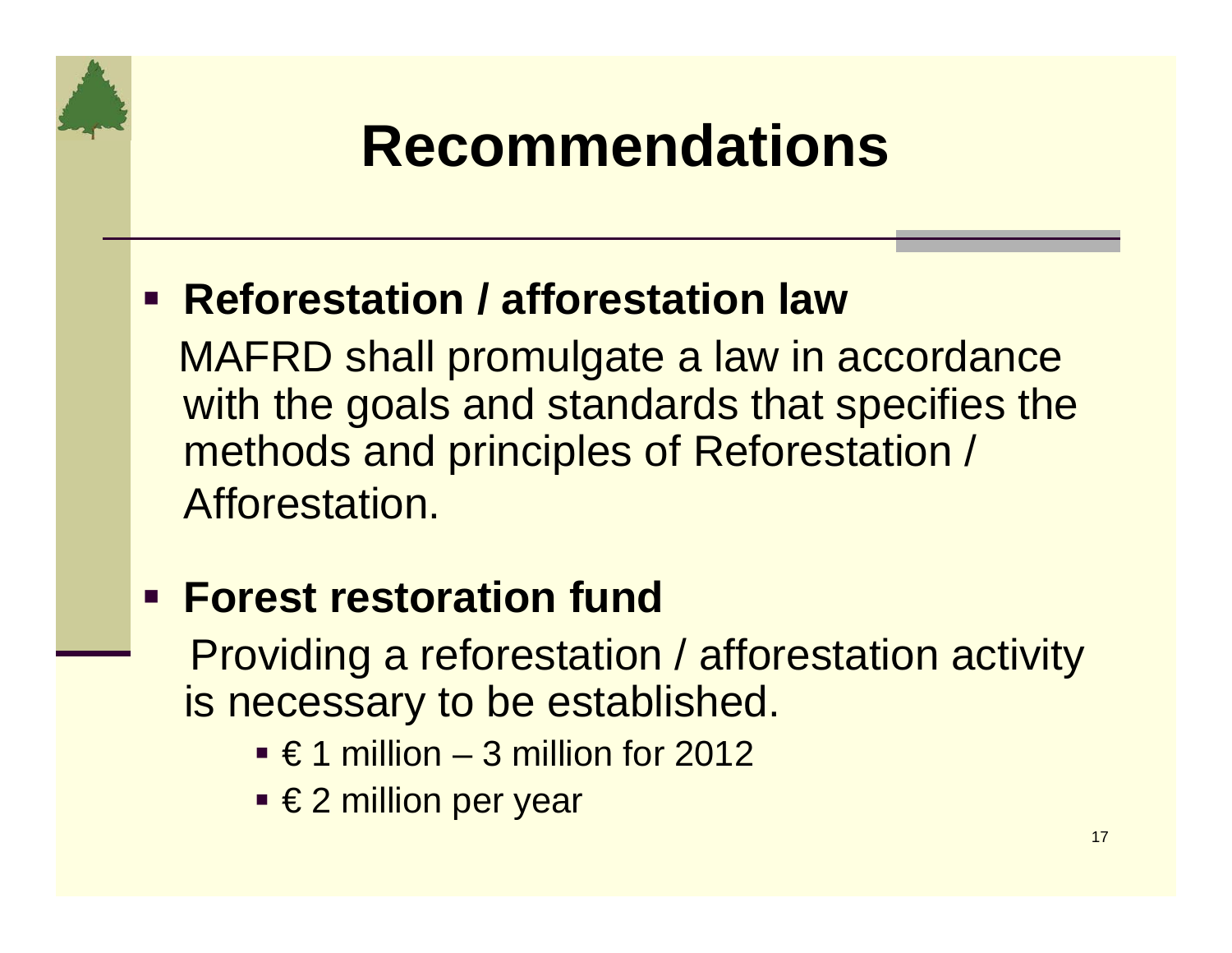# Recommendations

- **Reforestation / afforestation law**

  MAFRD shall promulgate a law in accordance with the goals and standards that specifies the methods and principles of Reforestation / Afforestation.

- **Forest restoration fund**

  Providing a reforestation / afforestation activity is necessary to be established.

  - € 1 million – 3 million for 2012
  - € 2 million per year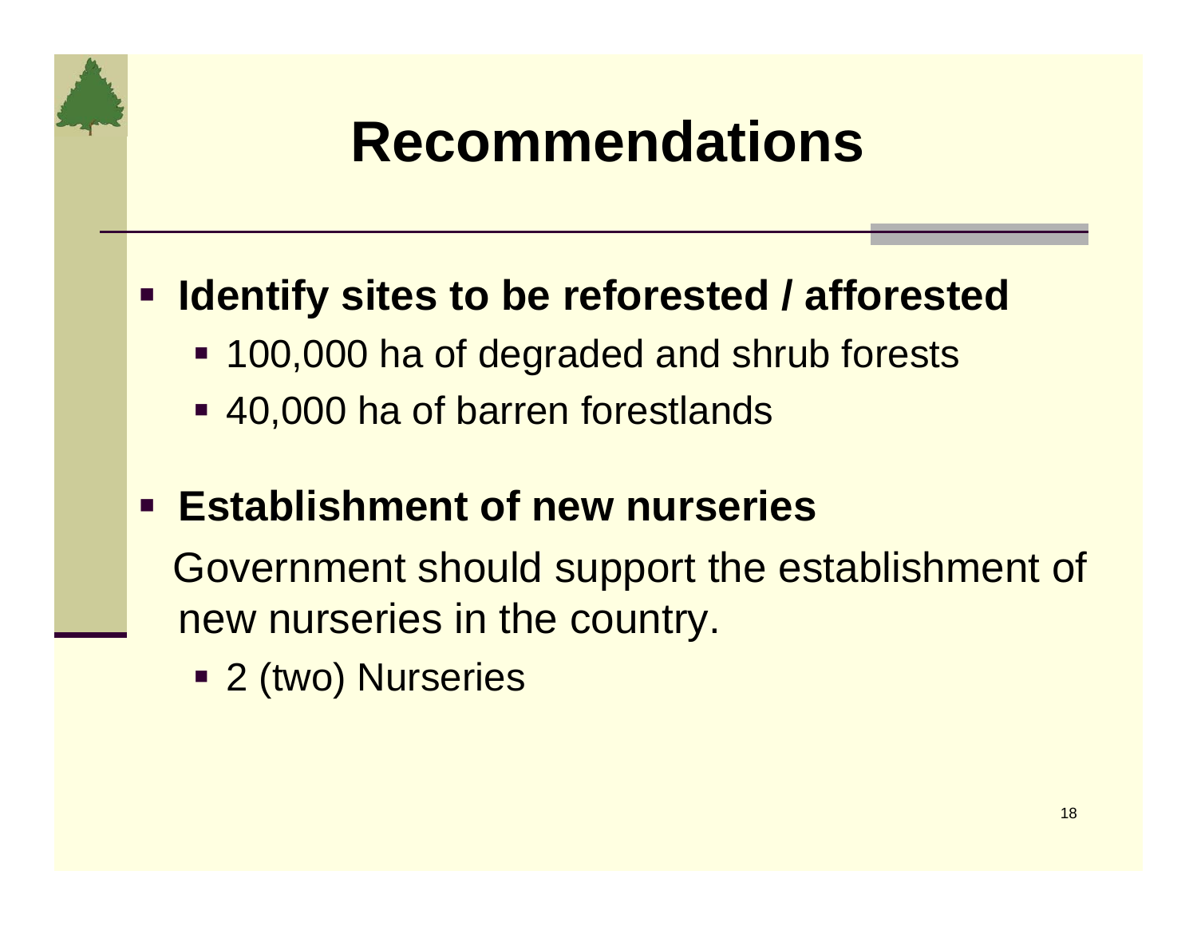# Recommendations

- **Identify sites to be reforested / afforested**
  - 100,000 ha of degraded and shrub forests
  - 40,000 ha of barren forestlands

- **Establishment of new nurseries**

  Government should support the establishment of new nurseries in the country.

  - 2 (two) Nurseries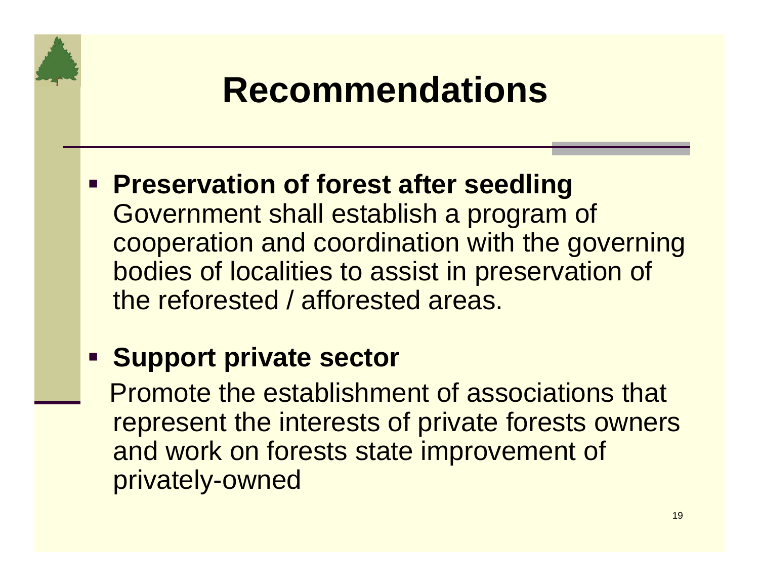# Recommendations

- **Preservation of forest after seedling**
  Government shall establish a program of cooperation and coordination with the governing bodies of localities to assist in preservation of the reforested / afforested areas.

- **Support private sector**
  Promote the establishment of associations that represent the interests of private forests owners and work on forests state improvement of privately-owned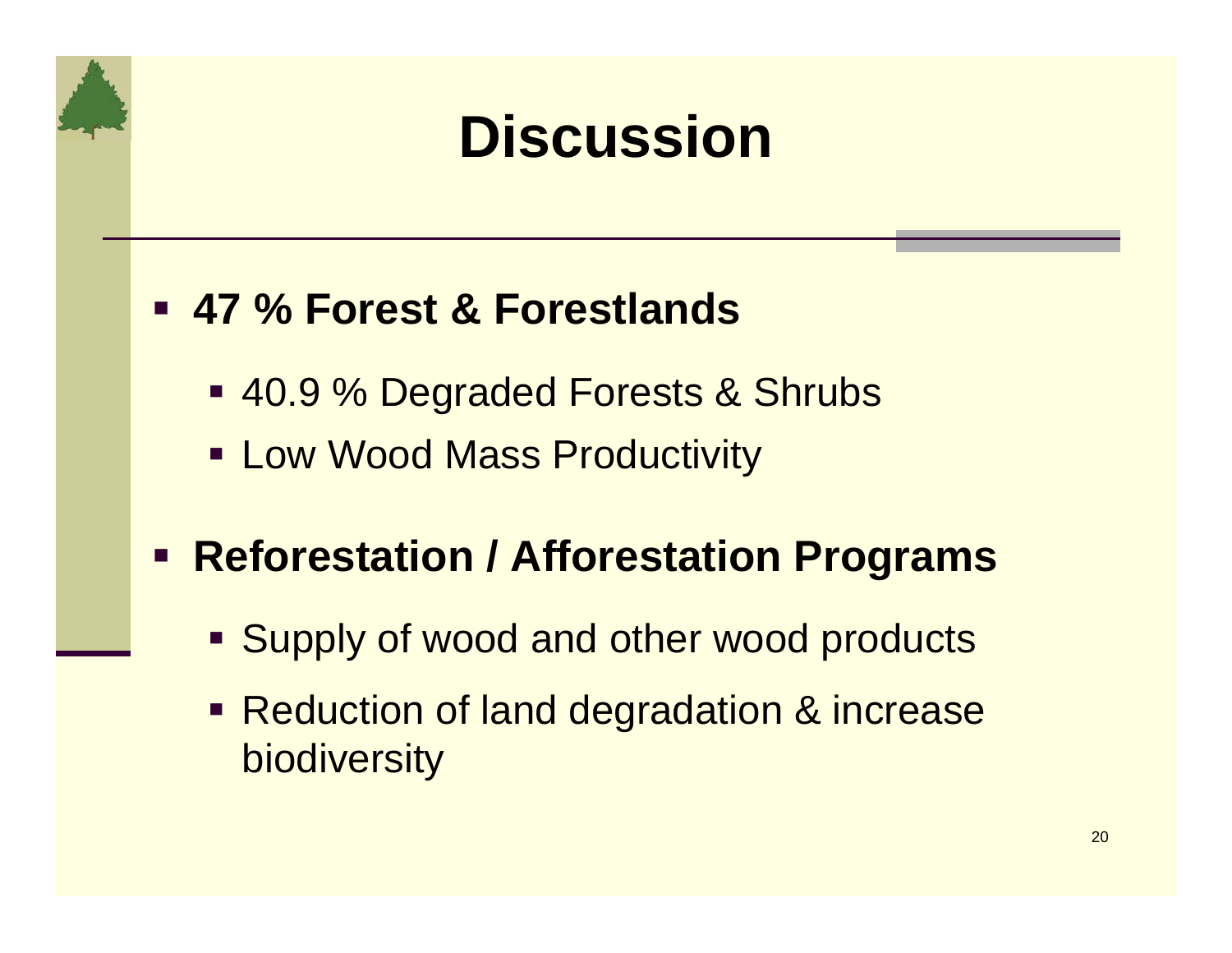# Discussion

- **47 % Forest & Forestlands**
  - 40.9 % Degraded Forests & Shrubs
  - Low Wood Mass Productivity
- **Reforestation / Afforestation Programs**
  - Supply of wood and other wood products
  - Reduction of land degradation & increase biodiversity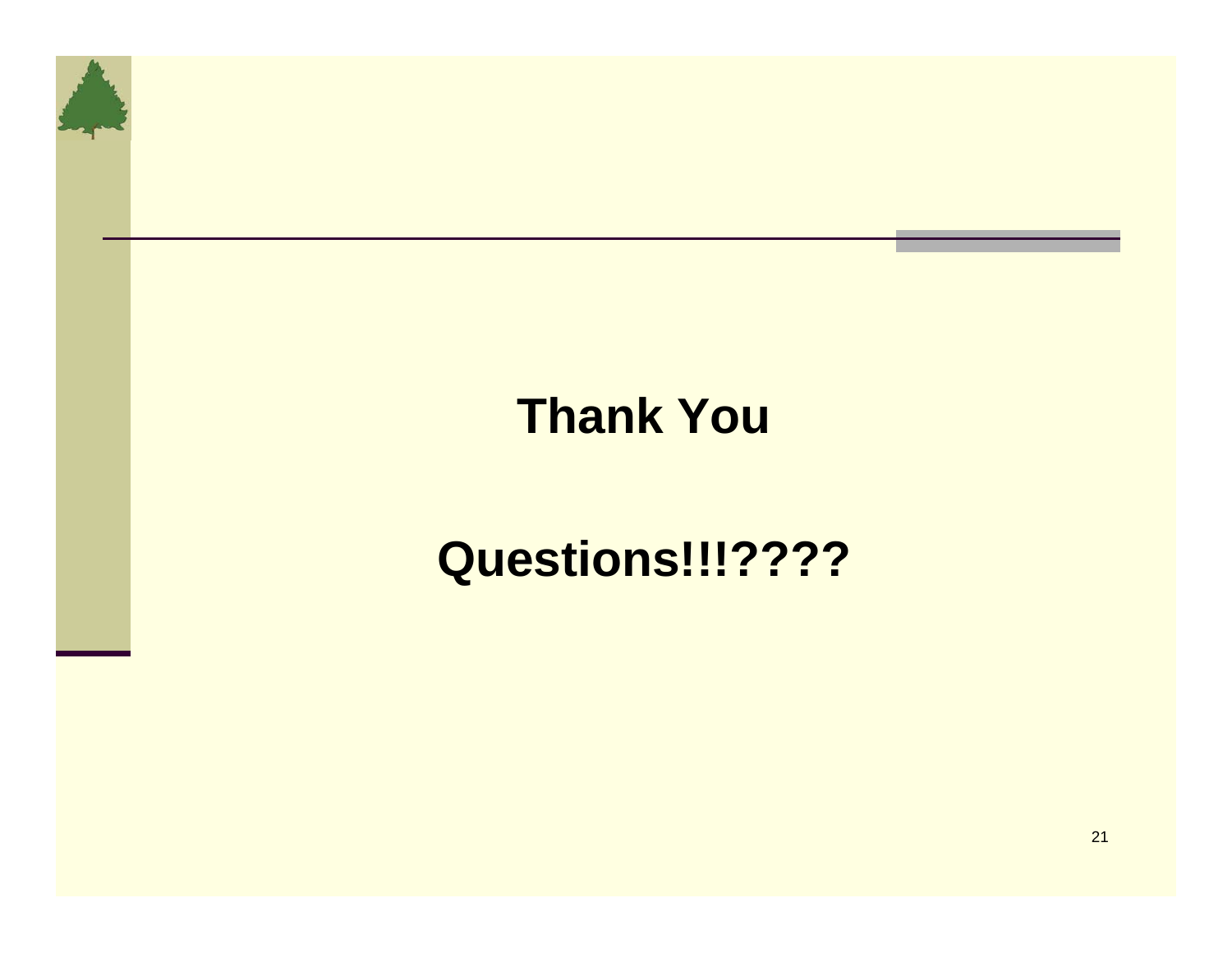**Thank You**

**Questions!!!????**